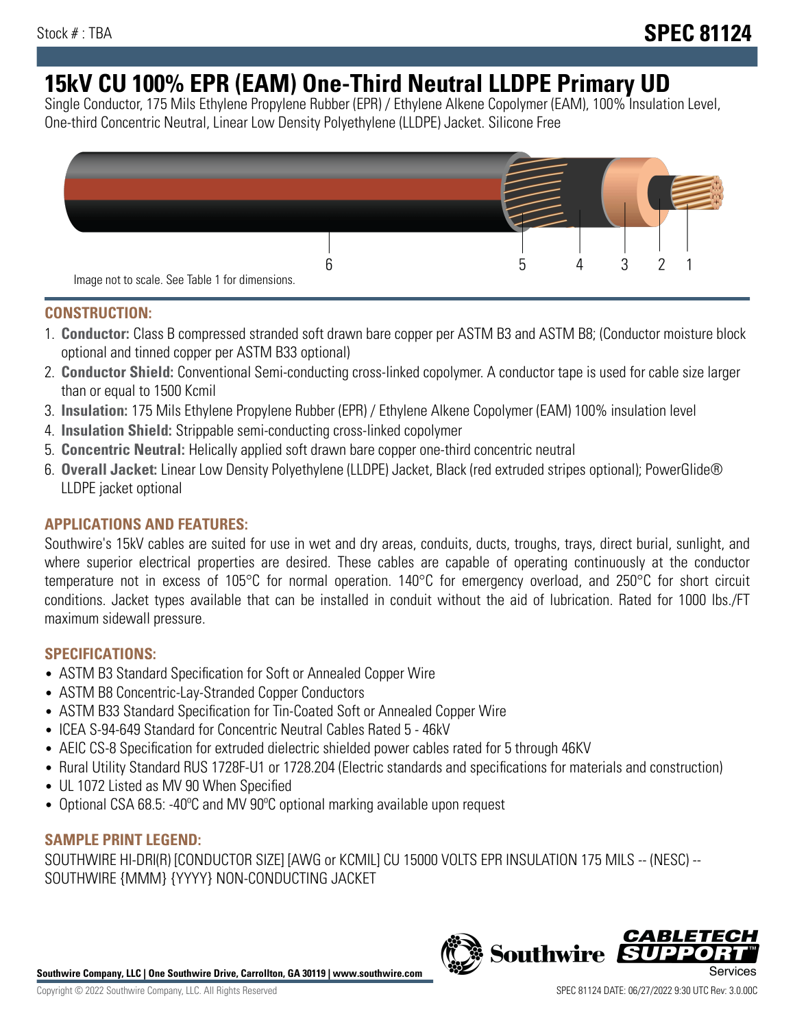Stock # : TBA

# SPEC 81124

# 15kV CU 100% EPR (EAM) One-Third Neutral LLDPE Primary UD

Single Conductor, 175 Mils Ethylene Propylene Rubber (EPR) / Ethylene Alkene Copolymer (EAM), 100% Insulation Level, One-third Concentric Neutral, Linear Low Density Polyethylene (LLDPE) Jacket. Silicone Free

6 5 4 3 2 1

Image not to scale. See Table 1 for dimensions.

## CONSTRUCTION:

1. **Conductor:** Class B compressed stranded soft drawn bare copper per ASTM B3 and ASTM B8; (Conductor moisture block optional and tinned copper per ASTM B33 optional)
2. **Conductor Shield:** Conventional Semi-conducting cross-linked copolymer. A conductor tape is used for cable size larger than or equal to 1500 Kcmil
3. **Insulation:** 175 Mils Ethylene Propylene Rubber (EPR) / Ethylene Alkene Copolymer (EAM) 100% insulation level
4. **Insulation Shield:** Strippable semi-conducting cross-linked copolymer
5. **Concentric Neutral:** Helically applied soft drawn bare copper one-third concentric neutral
6. **Overall Jacket:** Linear Low Density Polyethylene (LLDPE) Jacket, Black (red extruded stripes optional); PowerGlide® LLDPE jacket optional

## APPLICATIONS AND FEATURES:

Southwire's 15kV cables are suited for use in wet and dry areas, conduits, ducts, troughs, trays, direct burial, sunlight, and where superior electrical properties are desired. These cables are capable of operating continuously at the conductor temperature not in excess of 105°C for normal operation. 140°C for emergency overload, and 250°C for short circuit conditions. Jacket types available that can be installed in conduit without the aid of lubrication. Rated for 1000 lbs./FT maximum sidewall pressure.

## SPECIFICATIONS:

- ASTM B3 Standard Specification for Soft or Annealed Copper Wire
- ASTM B8 Concentric-Lay-Stranded Copper Conductors
- ASTM B33 Standard Specification for Tin-Coated Soft or Annealed Copper Wire
- ICEA S-94-649 Standard for Concentric Neutral Cables Rated 5 - 46kV
- AEIC CS-8 Specification for extruded dielectric shielded power cables rated for 5 through 46KV
- Rural Utility Standard RUS 1728F-U1 or 1728.204 (Electric standards and specifications for materials and construction)
- UL 1072 Listed as MV 90 When Specified
- Optional CSA 68.5: -40ºC and MV 90ºC optional marking available upon request

## SAMPLE PRINT LEGEND:

SOUTHWIRE HI-DRI(R) [CONDUCTOR SIZE] [AWG or KCMIL] CU 15000 VOLTS EPR INSULATION 175 MILS -- (NESC) -- SOUTHWIRE {MMM} {YYYY} NON-CONDUCTING JACKET

**Southwire Company, LLC | One Southwire Drive, Carrollton, GA 30119 | www.southwire.com**

Copyright © 2022 Southwire Company, LLC. All Rights Reserved

SPEC 81124 DATE: 06/27/2022 9:30 UTC Rev: 3.0.00C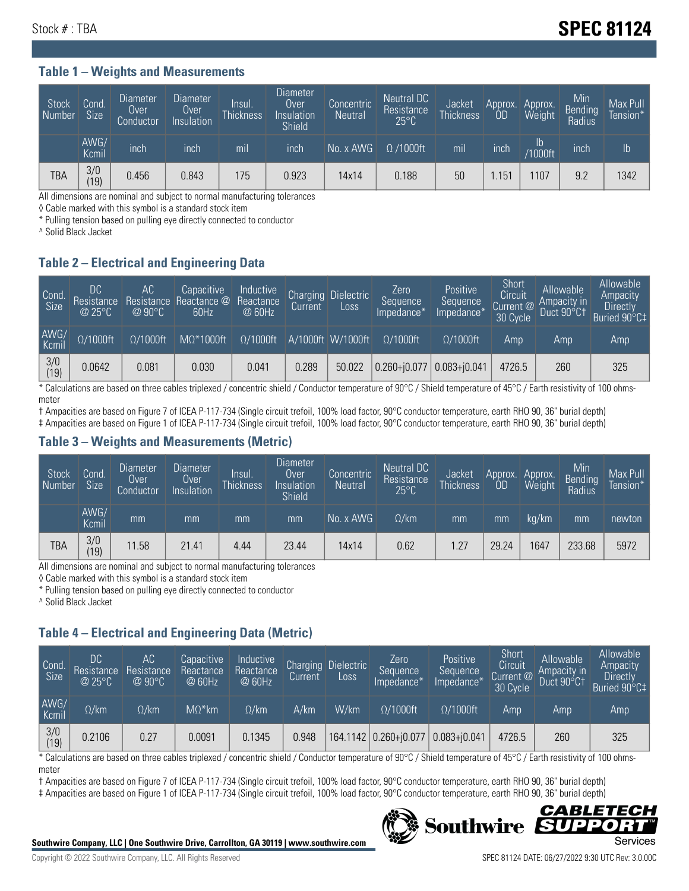Stock # : TBA

# SPEC 81124

## Table 1 – Weights and Measurements

| Stock Number | Cond. Size | Diameter Over Conductor | Diameter Over Insulation | Insul. Thickness | Diameter Over Insulation Shield | Concentric Neutral | Neutral DC Resistance 25°C | Jacket Thickness | Approx. OD | Approx. Weight | Min Bending Radius | Max Pull Tension* |
|---|---|---|---|---|---|---|---|---|---|---|---|---|
| | AWG/ Kcmil | inch | inch | mil | inch | No. x AWG | Ω /1000ft | mil | inch | lb /1000ft | inch | lb |
| TBA | 3/0 (19) | 0.456 | 0.843 | 175 | 0.923 | 14x14 | 0.188 | 50 | 1.151 | 1107 | 9.2 | 1342 |

All dimensions are nominal and subject to normal manufacturing tolerances

◊ Cable marked with this symbol is a standard stock item

* Pulling tension based on pulling eye directly connected to conductor

^ Solid Black Jacket

## Table 2 – Electrical and Engineering Data

| Cond. Size | DC Resistance @ 25°C | AC Resistance @ 90°C | Capacitive Reactance @ 60Hz | Inductive Reactance @ 60Hz | Charging Current | Dielectric Loss | Zero Sequence Impedance* | Positive Sequence Impedance* | Short Circuit Current @ 30 Cycle | Allowable Ampacity in Duct 90°C† | Allowable Ampacity Directly Buried 90°C‡ |
|---|---|---|---|---|---|---|---|---|---|---|---|
| AWG/ Kcmil | Ω/1000ft | Ω/1000ft | MΩ*1000ft | Ω/1000ft | A/1000ft | W/1000ft | Ω/1000ft | Ω/1000ft | Amp | Amp | Amp |
| 3/0 (19) | 0.0642 | 0.081 | 0.030 | 0.041 | 0.289 | 50.022 | 0.260+j0.077 | 0.083+j0.041 | 4726.5 | 260 | 325 |

* Calculations are based on three cables triplexed / concentric shield / Conductor temperature of 90°C / Shield temperature of 45°C / Earth resistivity of 100 ohms-meter

† Ampacities are based on Figure 7 of ICEA P-117-734 (Single circuit trefoil, 100% load factor, 90°C conductor temperature, earth RHO 90, 36" burial depth)

‡ Ampacities are based on Figure 1 of ICEA P-117-734 (Single circuit trefoil, 100% load factor, 90°C conductor temperature, earth RHO 90, 36" burial depth)

## Table 3 – Weights and Measurements (Metric)

| Stock Number | Cond. Size | Diameter Over Conductor | Diameter Over Insulation | Insul. Thickness | Diameter Over Insulation Shield | Concentric Neutral | Neutral DC Resistance 25°C | Jacket Thickness | Approx. OD | Approx. Weight | Min Bending Radius | Max Pull Tension* |
|---|---|---|---|---|---|---|---|---|---|---|---|---|
| | AWG/ Kcmil | mm | mm | mm | mm | No. x AWG | Ω/km | mm | mm | kg/km | mm | newton |
| TBA | 3/0 (19) | 11.58 | 21.41 | 4.44 | 23.44 | 14x14 | 0.62 | 1.27 | 29.24 | 1647 | 233.68 | 5972 |

All dimensions are nominal and subject to normal manufacturing tolerances

◊ Cable marked with this symbol is a standard stock item

* Pulling tension based on pulling eye directly connected to conductor

^ Solid Black Jacket

## Table 4 – Electrical and Engineering Data (Metric)

| Cond. Size | DC Resistance @ 25°C | AC Resistance @ 90°C | Capacitive Reactance @ 60Hz | Inductive Reactance @ 60Hz | Charging Current | Dielectric Loss | Zero Sequence Impedance* | Positive Sequence Impedance* | Short Circuit Current @ 30 Cycle | Allowable Ampacity in Duct 90°C† | Allowable Ampacity Directly Buried 90°C‡ |
|---|---|---|---|---|---|---|---|---|---|---|---|
| AWG/ Kcmil | Ω/km | Ω/km | MΩ*km | Ω/km | A/km | W/km | Ω/1000ft | Ω/1000ft | Amp | Amp | Amp |
| 3/0 (19) | 0.2106 | 0.27 | 0.0091 | 0.1345 | 0.948 | 164.1142 | 0.260+j0.077 | 0.083+j0.041 | 4726.5 | 260 | 325 |

* Calculations are based on three cables triplexed / concentric shield / Conductor temperature of 90°C / Shield temperature of 45°C / Earth resistivity of 100 ohms-meter

† Ampacities are based on Figure 7 of ICEA P-117-734 (Single circuit trefoil, 100% load factor, 90°C conductor temperature, earth RHO 90, 36" burial depth)

‡ Ampacities are based on Figure 1 of ICEA P-117-734 (Single circuit trefoil, 100% load factor, 90°C conductor temperature, earth RHO 90, 36" burial depth)

**Southwire Company, LLC | One Southwire Drive, Carrollton, GA 30119 | www.southwire.com**

Copyright © 2022 Southwire Company, LLC. All Rights Reserved

SPEC 81124 DATE: 06/27/2022 9:30 UTC Rev: 3.0.00C